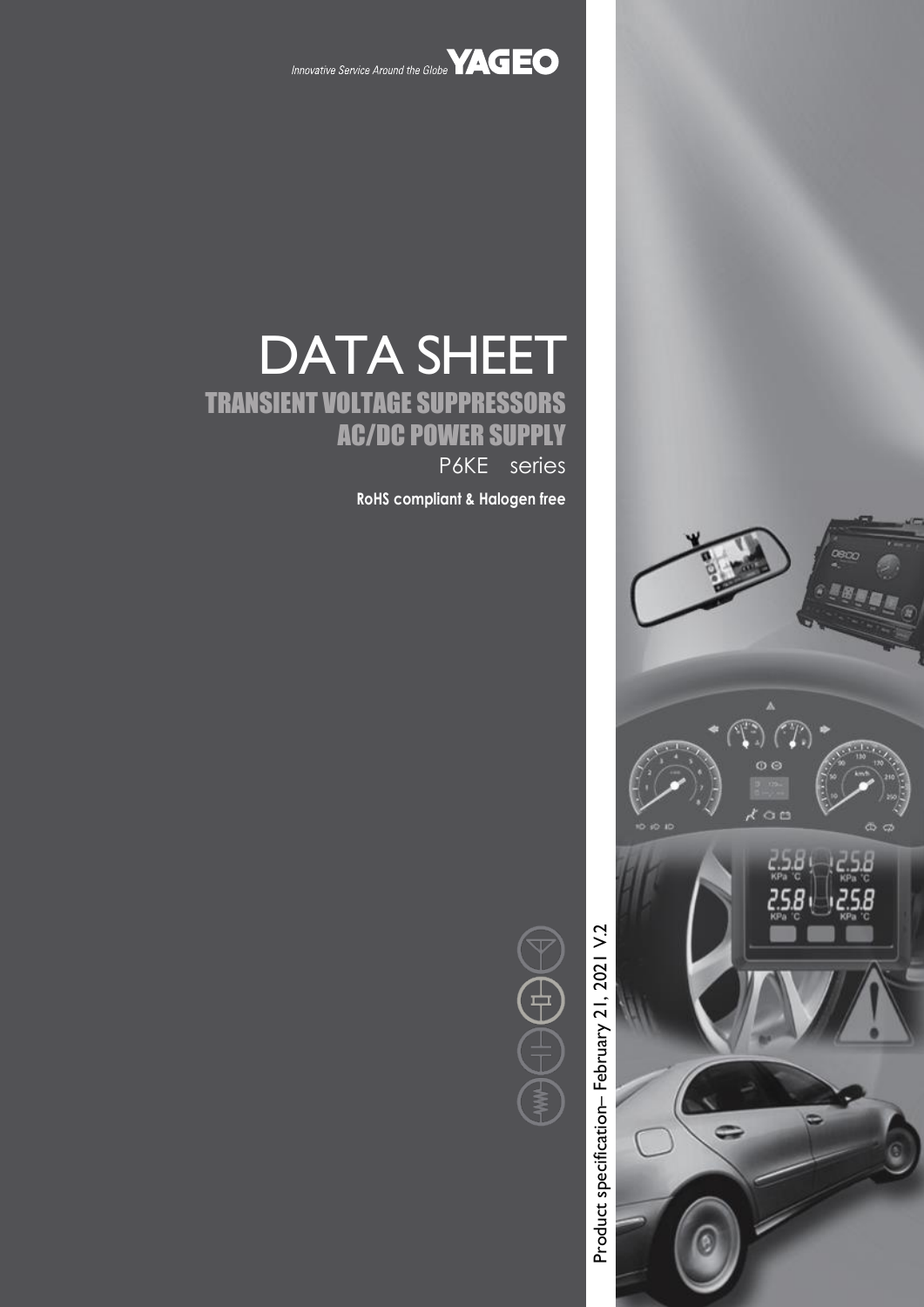Innovative Service Around the Globe **YAGEO**

# DATA SHEET

## TRANSIENT VOLTAGE SUPPRESSORS
## AC/DC POWER SUPPLY

P6KE series

**RoHS compliant & Halogen free**

Product specification– February 21, 2021 V.2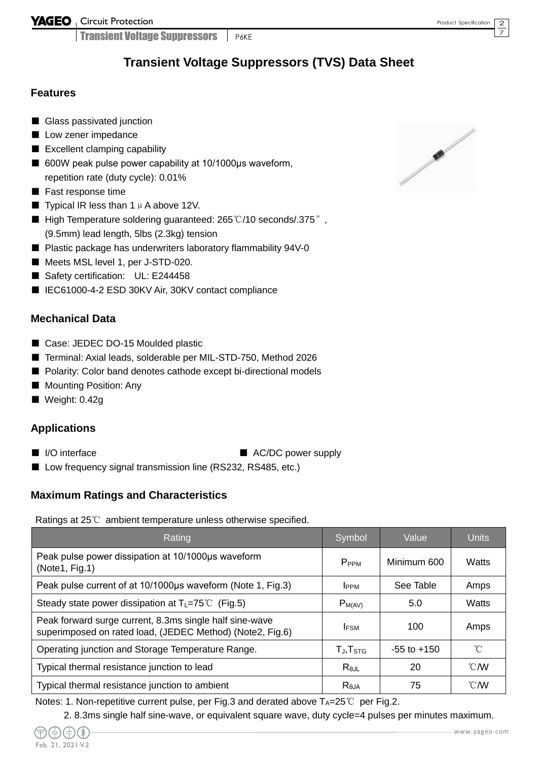# Transient Voltage Suppressors (TVS) Data Sheet

## Features

- Glass passivated junction
- Low zener impedance
- Excellent clamping capability
- 600W peak pulse power capability at 10/1000μs waveform, repetition rate (duty cycle): 0.01%
- Fast response time
- Typical IR less than 1μA above 12V.
- High Temperature soldering guaranteed: 265℃/10 seconds/.375″, (9.5mm) lead length, 5lbs (2.3kg) tension
- Plastic package has underwriters laboratory flammability 94V-0
- Meets MSL level 1, per J-STD-020.
- Safety certification: UL: E244458
- IEC61000-4-2 ESD 30KV Air, 30KV contact compliance

## Mechanical Data

- Case: JEDEC DO-15 Moulded plastic
- Terminal: Axial leads, solderable per MIL-STD-750, Method 2026
- Polarity: Color band denotes cathode except bi-directional models
- Mounting Position: Any
- Weight: 0.42g

## Applications

- I/O interface
- AC/DC power supply
- Low frequency signal transmission line (RS232, RS485, etc.)

## Maximum Ratings and Characteristics

Ratings at 25℃ ambient temperature unless otherwise specified.

| Rating | Symbol | Value | Units |
|---|---|---|---|
| Peak pulse power dissipation at 10/1000μs waveform (Note1, Fig.1) | $P_{PPM}$ | Minimum 600 | Watts |
| Peak pulse current of at 10/1000μs waveform (Note 1, Fig.3) | $I_{PPM}$ | See Table | Amps |
| Steady state power dissipation at $T_L$=75℃ (Fig.5) | $P_{M(AV)}$ | 5.0 | Watts |
| Peak forward surge current, 8.3ms single half sine-wave superimposed on rated load, (JEDEC Method) (Note2, Fig.6) | $I_{FSM}$ | 100 | Amps |
| Operating junction and Storage Temperature Range. | $T_J$,$T_{STG}$ | -55 to +150 | ℃ |
| Typical thermal resistance junction to lead | $R_{\theta JL}$ | 20 | ℃/W |
| Typical thermal resistance junction to ambient | $R_{\theta JA}$ | 75 | ℃/W |

Notes: 1. Non-repetitive current pulse, per Fig.3 and derated above $T_A$=25℃ per Fig.2.

2. 8.3ms single half sine-wave, or equivalent square wave, duty cycle=4 pulses per minutes maximum.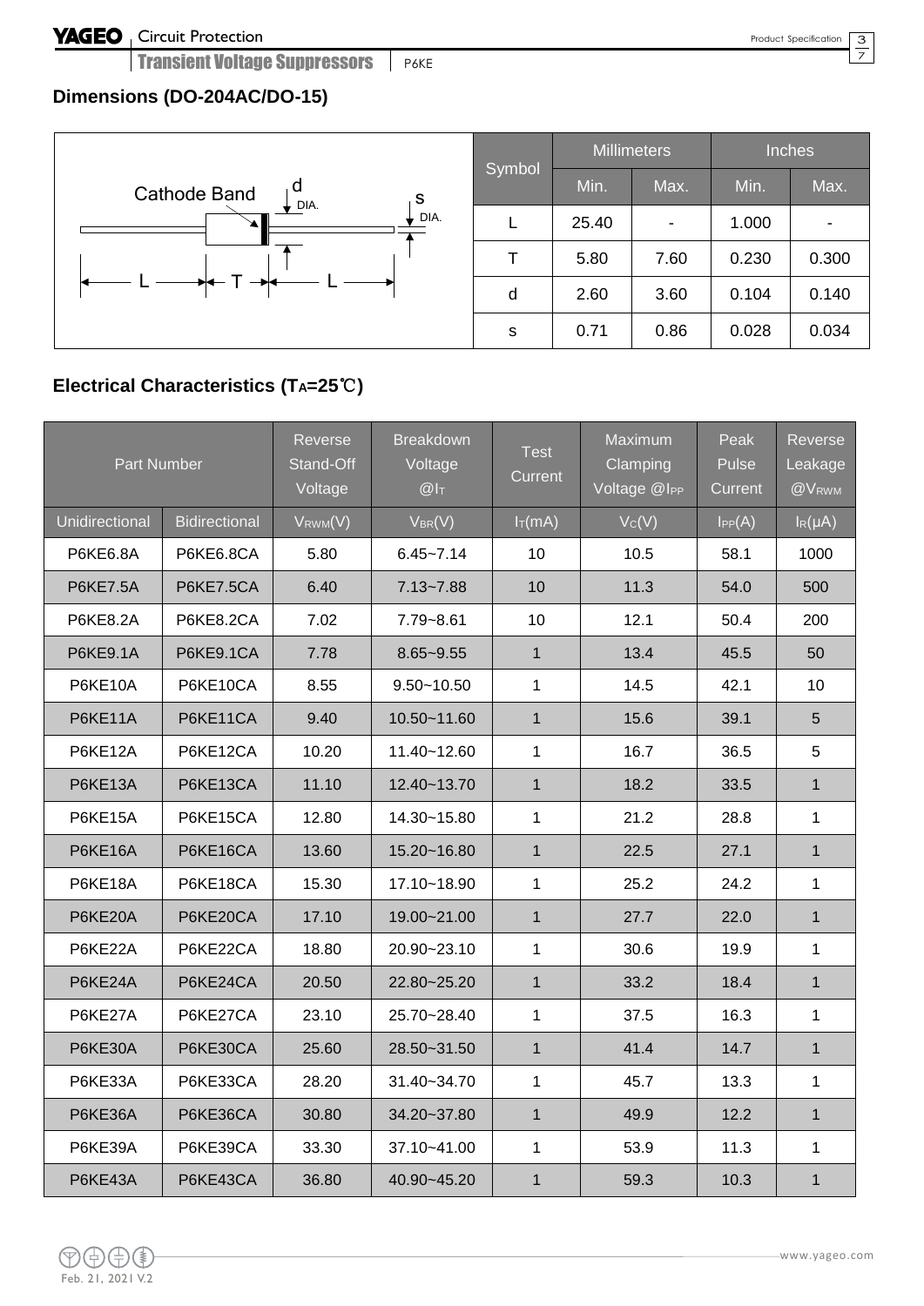## Dimensions (DO-204AC/DO-15)

Cathode Band, d DIA., s DIA., L, T, L

| Symbol | Millimeters | | Inches | |
|---|---|---|---|---|
| | Min. | Max. | Min. | Max. |
| L | 25.40 | - | 1.000 | - |
| T | 5.80 | 7.60 | 0.230 | 0.300 |
| d | 2.60 | 3.60 | 0.104 | 0.140 |
| s | 0.71 | 0.86 | 0.028 | 0.034 |

## Electrical Characteristics ($T_A$=25℃)

| Part Number | | Reverse Stand-Off Voltage | Breakdown Voltage @$I_T$ | Test Current | Maximum Clamping Voltage @$I_{PP}$ | Peak Pulse Current | Reverse Leakage @$V_{RWM}$ |
|---|---|---|---|---|---|---|---|
| Unidirectional | Bidirectional | $V_{RWM}$(V) | $V_{BR}$(V) | $I_T$(mA) | $V_C$(V) | $I_{PP}$(A) | $I_R$(μA) |
| P6KE6.8A | P6KE6.8CA | 5.80 | 6.45~7.14 | 10 | 10.5 | 58.1 | 1000 |
| P6KE7.5A | P6KE7.5CA | 6.40 | 7.13~7.88 | 10 | 11.3 | 54.0 | 500 |
| P6KE8.2A | P6KE8.2CA | 7.02 | 7.79~8.61 | 10 | 12.1 | 50.4 | 200 |
| P6KE9.1A | P6KE9.1CA | 7.78 | 8.65~9.55 | 1 | 13.4 | 45.5 | 50 |
| P6KE10A | P6KE10CA | 8.55 | 9.50~10.50 | 1 | 14.5 | 42.1 | 10 |
| P6KE11A | P6KE11CA | 9.40 | 10.50~11.60 | 1 | 15.6 | 39.1 | 5 |
| P6KE12A | P6KE12CA | 10.20 | 11.40~12.60 | 1 | 16.7 | 36.5 | 5 |
| P6KE13A | P6KE13CA | 11.10 | 12.40~13.70 | 1 | 18.2 | 33.5 | 1 |
| P6KE15A | P6KE15CA | 12.80 | 14.30~15.80 | 1 | 21.2 | 28.8 | 1 |
| P6KE16A | P6KE16CA | 13.60 | 15.20~16.80 | 1 | 22.5 | 27.1 | 1 |
| P6KE18A | P6KE18CA | 15.30 | 17.10~18.90 | 1 | 25.2 | 24.2 | 1 |
| P6KE20A | P6KE20CA | 17.10 | 19.00~21.00 | 1 | 27.7 | 22.0 | 1 |
| P6KE22A | P6KE22CA | 18.80 | 20.90~23.10 | 1 | 30.6 | 19.9 | 1 |
| P6KE24A | P6KE24CA | 20.50 | 22.80~25.20 | 1 | 33.2 | 18.4 | 1 |
| P6KE27A | P6KE27CA | 23.10 | 25.70~28.40 | 1 | 37.5 | 16.3 | 1 |
| P6KE30A | P6KE30CA | 25.60 | 28.50~31.50 | 1 | 41.4 | 14.7 | 1 |
| P6KE33A | P6KE33CA | 28.20 | 31.40~34.70 | 1 | 45.7 | 13.3 | 1 |
| P6KE36A | P6KE36CA | 30.80 | 34.20~37.80 | 1 | 49.9 | 12.2 | 1 |
| P6KE39A | P6KE39CA | 33.30 | 37.10~41.00 | 1 | 53.9 | 11.3 | 1 |
| P6KE43A | P6KE43CA | 36.80 | 40.90~45.20 | 1 | 59.3 | 10.3 | 1 |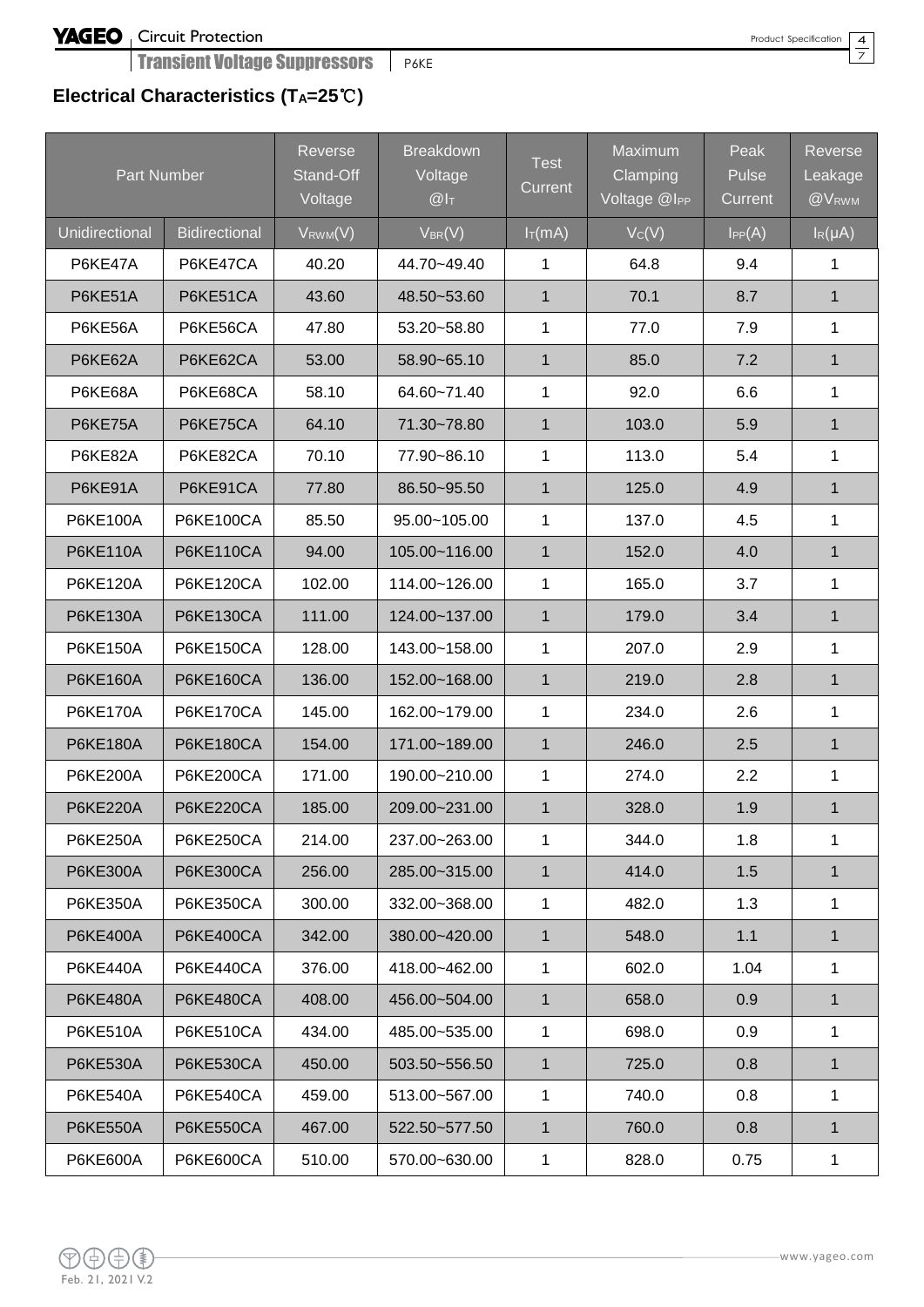## Electrical Characteristics ($T_A$=25℃)

| Part Number | | Reverse Stand-Off Voltage | Breakdown Voltage @$I_T$ | Test Current | Maximum Clamping Voltage @$I_{PP}$ | Peak Pulse Current | Reverse Leakage @$V_{RWM}$ |
|---|---|---|---|---|---|---|---|
| Unidirectional | Bidirectional | $V_{RWM}$(V) | $V_{BR}$(V) | $I_T$(mA) | $V_C$(V) | $I_{PP}$(A) | $I_R$(μA) |
| P6KE47A | P6KE47CA | 40.20 | 44.70~49.40 | 1 | 64.8 | 9.4 | 1 |
| P6KE51A | P6KE51CA | 43.60 | 48.50~53.60 | 1 | 70.1 | 8.7 | 1 |
| P6KE56A | P6KE56CA | 47.80 | 53.20~58.80 | 1 | 77.0 | 7.9 | 1 |
| P6KE62A | P6KE62CA | 53.00 | 58.90~65.10 | 1 | 85.0 | 7.2 | 1 |
| P6KE68A | P6KE68CA | 58.10 | 64.60~71.40 | 1 | 92.0 | 6.6 | 1 |
| P6KE75A | P6KE75CA | 64.10 | 71.30~78.80 | 1 | 103.0 | 5.9 | 1 |
| P6KE82A | P6KE82CA | 70.10 | 77.90~86.10 | 1 | 113.0 | 5.4 | 1 |
| P6KE91A | P6KE91CA | 77.80 | 86.50~95.50 | 1 | 125.0 | 4.9 | 1 |
| P6KE100A | P6KE100CA | 85.50 | 95.00~105.00 | 1 | 137.0 | 4.5 | 1 |
| P6KE110A | P6KE110CA | 94.00 | 105.00~116.00 | 1 | 152.0 | 4.0 | 1 |
| P6KE120A | P6KE120CA | 102.00 | 114.00~126.00 | 1 | 165.0 | 3.7 | 1 |
| P6KE130A | P6KE130CA | 111.00 | 124.00~137.00 | 1 | 179.0 | 3.4 | 1 |
| P6KE150A | P6KE150CA | 128.00 | 143.00~158.00 | 1 | 207.0 | 2.9 | 1 |
| P6KE160A | P6KE160CA | 136.00 | 152.00~168.00 | 1 | 219.0 | 2.8 | 1 |
| P6KE170A | P6KE170CA | 145.00 | 162.00~179.00 | 1 | 234.0 | 2.6 | 1 |
| P6KE180A | P6KE180CA | 154.00 | 171.00~189.00 | 1 | 246.0 | 2.5 | 1 |
| P6KE200A | P6KE200CA | 171.00 | 190.00~210.00 | 1 | 274.0 | 2.2 | 1 |
| P6KE220A | P6KE220CA | 185.00 | 209.00~231.00 | 1 | 328.0 | 1.9 | 1 |
| P6KE250A | P6KE250CA | 214.00 | 237.00~263.00 | 1 | 344.0 | 1.8 | 1 |
| P6KE300A | P6KE300CA | 256.00 | 285.00~315.00 | 1 | 414.0 | 1.5 | 1 |
| P6KE350A | P6KE350CA | 300.00 | 332.00~368.00 | 1 | 482.0 | 1.3 | 1 |
| P6KE400A | P6KE400CA | 342.00 | 380.00~420.00 | 1 | 548.0 | 1.1 | 1 |
| P6KE440A | P6KE440CA | 376.00 | 418.00~462.00 | 1 | 602.0 | 1.04 | 1 |
| P6KE480A | P6KE480CA | 408.00 | 456.00~504.00 | 1 | 658.0 | 0.9 | 1 |
| P6KE510A | P6KE510CA | 434.00 | 485.00~535.00 | 1 | 698.0 | 0.9 | 1 |
| P6KE530A | P6KE530CA | 450.00 | 503.50~556.50 | 1 | 725.0 | 0.8 | 1 |
| P6KE540A | P6KE540CA | 459.00 | 513.00~567.00 | 1 | 740.0 | 0.8 | 1 |
| P6KE550A | P6KE550CA | 467.00 | 522.50~577.50 | 1 | 760.0 | 0.8 | 1 |
| P6KE600A | P6KE600CA | 510.00 | 570.00~630.00 | 1 | 828.0 | 0.75 | 1 |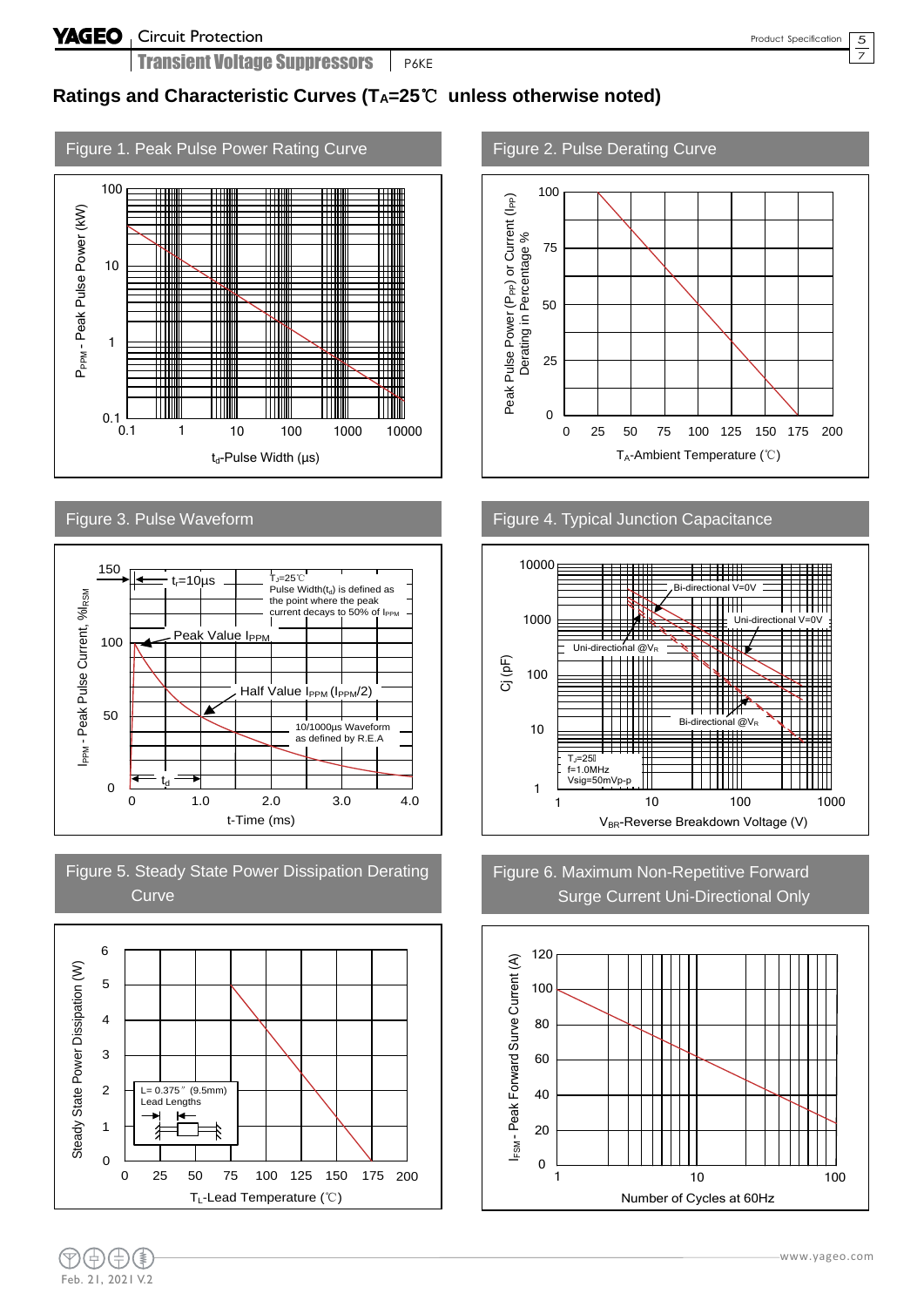## Ratings and Characteristic Curves ($T_A$=25℃ unless otherwise noted)

### Figure 1. Peak Pulse Power Rating Curve

$P_{PPM}$ - Peak Pulse Power (kW)

$t_d$-Pulse Width (μs)

### Figure 2. Pulse Derating Curve

Peak Pulse Power ($P_{PP}$) or Current ($I_{PP}$) Derating in Percentage %

$T_A$-Ambient Temperature (℃)

### Figure 3. Pulse Waveform

$I_{PPM}$ - Peak Pulse Current, %$I_{RSM}$

$t_r$=10μs

$T_J$=25℃

Pulse Width($t_d$) is defined as the point where the peak current decays to 50% of $I_{PPM}$

Peak Value $I_{PPM}$

Half Value $I_{PPM}$ ($I_{PPM}$/2)

10/1000μs Waveform as defined by R.E.A

$t_d$

t-Time (ms)

### Figure 4. Typical Junction Capacitance

Cj (pF)

Bi-directional V=0V

Uni-directional V=0V

Uni-directional @$V_R$

Bi-directional @$V_R$

$T_J$=25℃
f=1.0MHz
Vsig=50mVp-p

$V_{BR}$-Reverse Breakdown Voltage (V)

### Figure 5. Steady State Power Dissipation Derating Curve

Steady State Power Dissipation (W)

L= 0.375" (9.5mm) Lead Lengths

$T_L$-Lead Temperature (℃)

### Figure 6. Maximum Non-Repetitive Forward Surge Current Uni-Directional Only

$I_{FSM}$ - Peak Forward Surve Current (A)

Number of Cycles at 60Hz

Feb. 21, 2021 V.2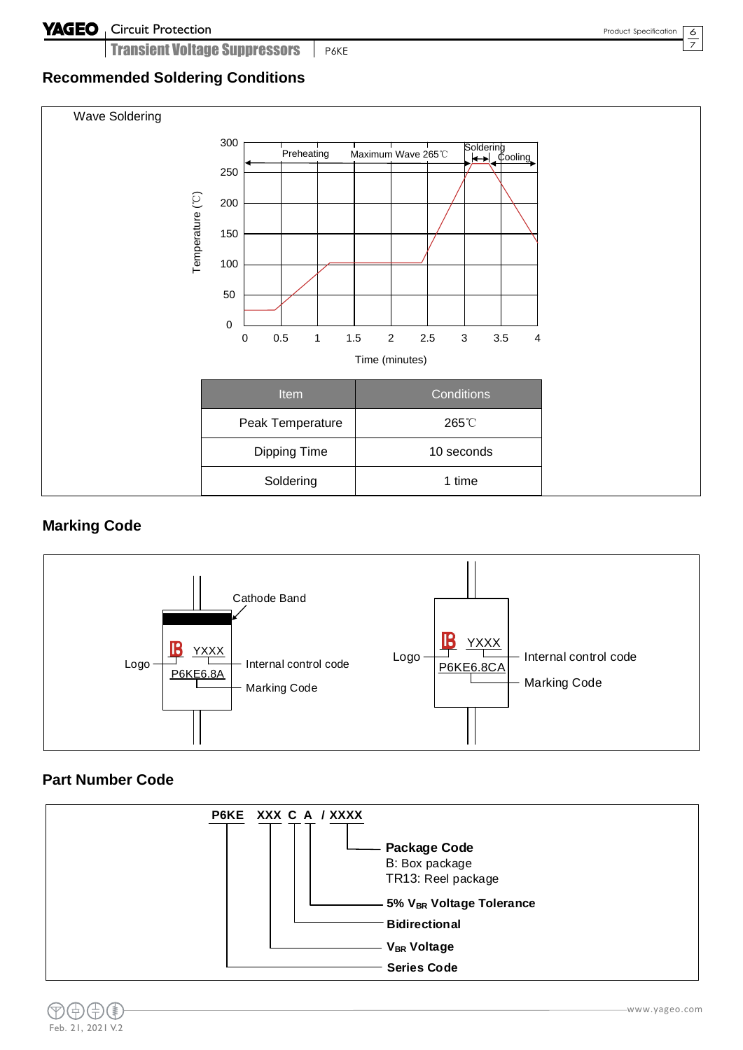## Recommended Soldering Conditions

Wave Soldering

| Item | Conditions |
| --- | --- |
| Peak Temperature | 265℃ |
| Dipping Time | 10 seconds |
| Soldering | 1 time |

## Marking Code

Cathode Band

Logo — YXXX — Internal control code

P6KE6.8A — Marking Code

Logo — YXXX — Internal control code

P6KE6.8CA — Marking Code

## Part Number Code

**P6KE XXX C A / XXXX**

- **Package Code**
  - B: Box package
  - TR13: Reel package
- **5% $V_{BR}$ Voltage Tolerance**
- **Bidirectional**
- **$V_{BR}$ Voltage**
- **Series Code**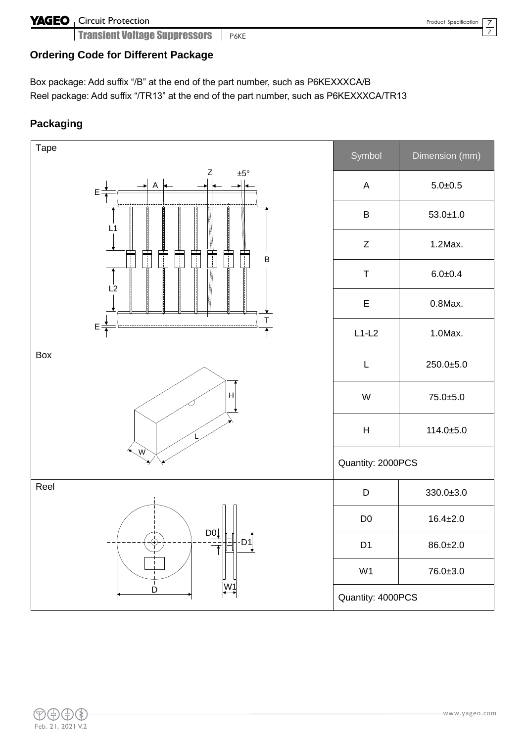## Ordering Code for Different Package

Box package: Add suffix "/B" at the end of the part number, such as P6KEXXXCA/B
Reel package: Add suffix "/TR13" at the end of the part number, such as P6KEXXXCA/TR13

## Packaging

| Package | Symbol | Dimension (mm) |
|---|---|---|
| Tape | A | 5.0±0.5 |
| | B | 53.0±1.0 |
| | Z | 1.2Max. |
| | T | 6.0±0.4 |
| | E | 0.8Max. |
| | L1-L2 | 1.0Max. |
| Box | L | 250.0±5.0 |
| | W | 75.0±5.0 |
| | H | 114.0±5.0 |
| | Quantity: 2000PCS | |
| Reel | D | 330.0±3.0 |
| | D0 | 16.4±2.0 |
| | D1 | 86.0±2.0 |
| | W1 | 76.0±3.0 |
| | Quantity: 4000PCS | |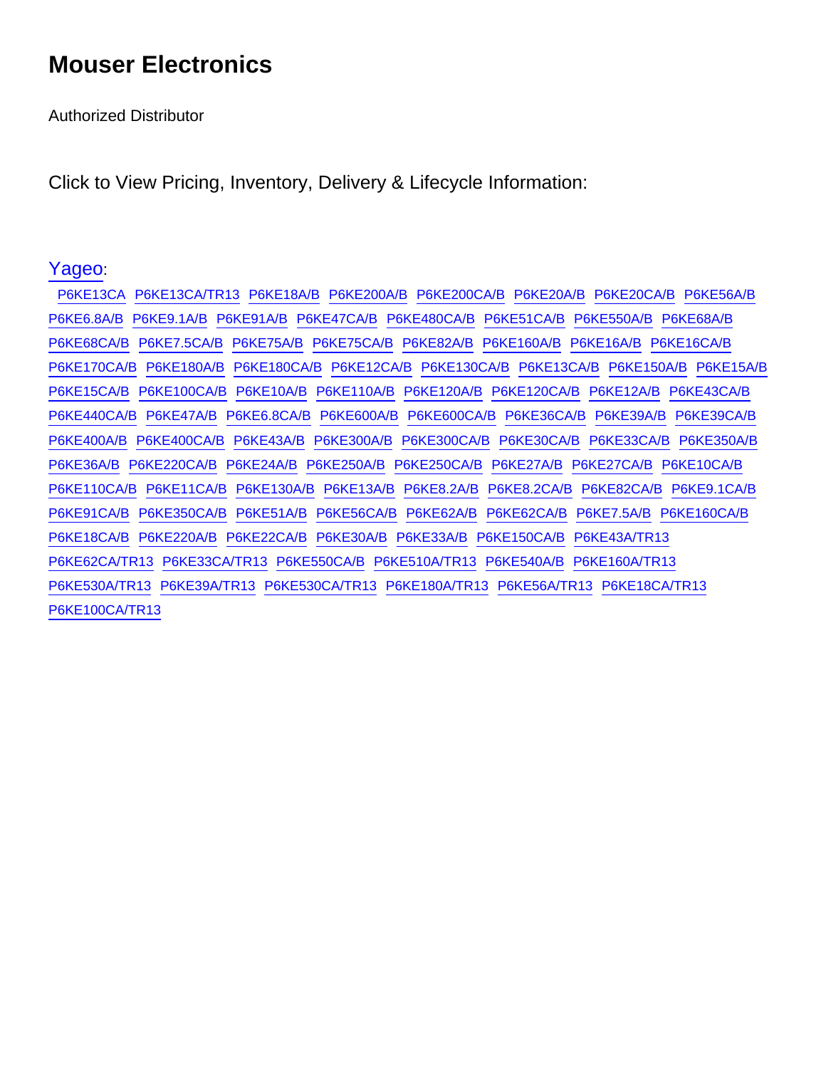# Mouser Electronics

Authorized Distributor

Click to View Pricing, Inventory, Delivery & Lifecycle Information:

Yageo:

P6KE13CA P6KE13CA/TR13 P6KE18A/B P6KE200A/B P6KE200CA/B P6KE20A/B P6KE20CA/B P6KE56A/B P6KE6.8A/B P6KE9.1A/B P6KE91A/B P6KE47CA/B P6KE480CA/B P6KE51CA/B P6KE550A/B P6KE68A/B P6KE68CA/B P6KE7.5CA/B P6KE75A/B P6KE75CA/B P6KE82A/B P6KE160A/B P6KE16A/B P6KE16CA/B P6KE170CA/B P6KE180A/B P6KE180CA/B P6KE12CA/B P6KE130CA/B P6KE13CA/B P6KE150A/B P6KE15A/B P6KE15CA/B P6KE100CA/B P6KE10A/B P6KE110A/B P6KE120A/B P6KE120CA/B P6KE12A/B P6KE43CA/B P6KE440CA/B P6KE47A/B P6KE6.8CA/B P6KE600A/B P6KE600CA/B P6KE36CA/B P6KE39A/B P6KE39CA/B P6KE400A/B P6KE400CA/B P6KE43A/B P6KE300A/B P6KE300CA/B P6KE30CA/B P6KE33CA/B P6KE350A/B P6KE36A/B P6KE220CA/B P6KE24A/B P6KE250A/B P6KE250CA/B P6KE27A/B P6KE27CA/B P6KE10CA/B P6KE110CA/B P6KE11CA/B P6KE130A/B P6KE13A/B P6KE8.2A/B P6KE8.2CA/B P6KE82CA/B P6KE9.1CA/B P6KE91CA/B P6KE350CA/B P6KE51A/B P6KE56CA/B P6KE62A/B P6KE62CA/B P6KE7.5A/B P6KE160CA/B P6KE18CA/B P6KE220A/B P6KE22CA/B P6KE30A/B P6KE33A/B P6KE150CA/B P6KE43A/TR13 P6KE62CA/TR13 P6KE33CA/TR13 P6KE550CA/B P6KE510A/TR13 P6KE540A/B P6KE160A/TR13 P6KE530A/TR13 P6KE39A/TR13 P6KE530CA/TR13 P6KE180A/TR13 P6KE56A/TR13 P6KE18CA/TR13 P6KE100CA/TR13